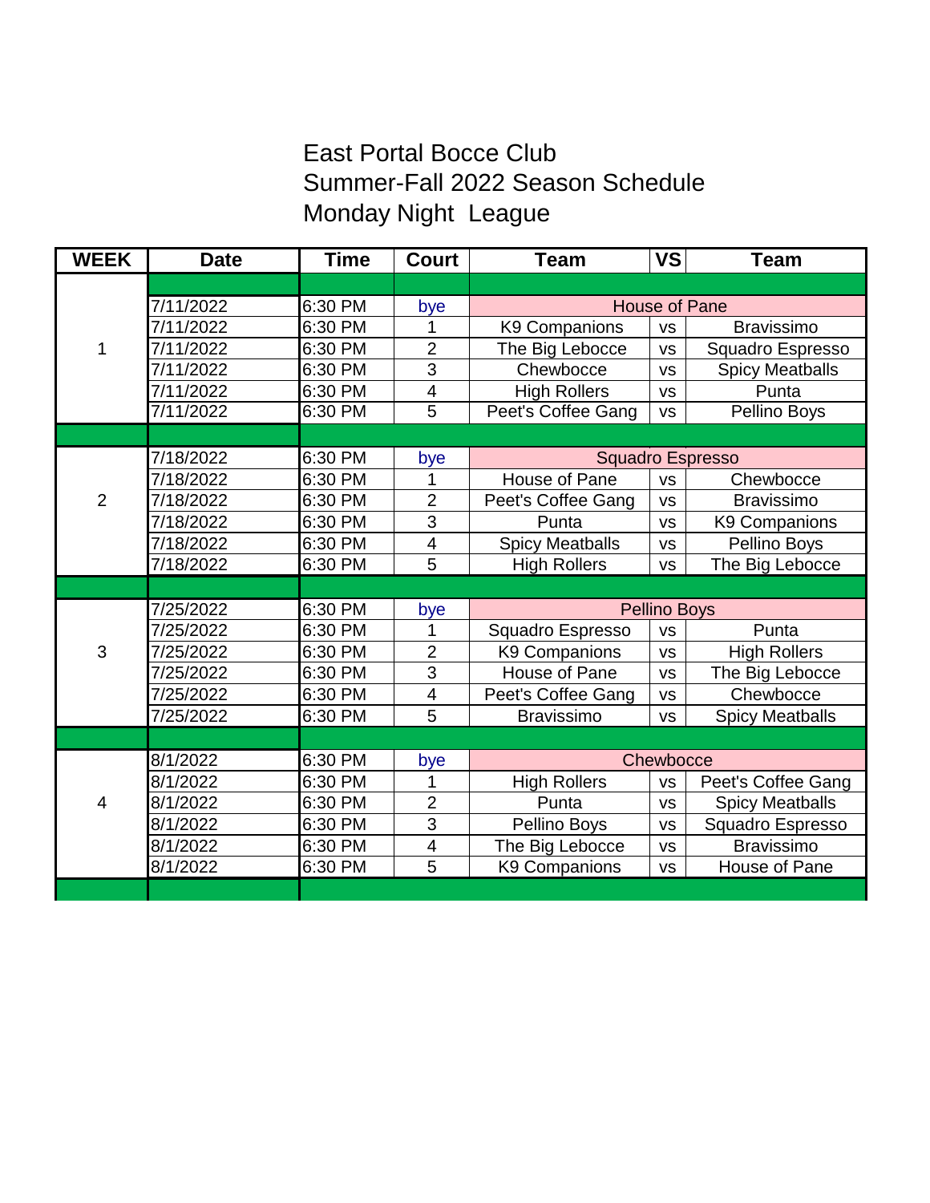# East Portal Bocce Club
## Summer-Fall 2022 Season Schedule
## Monday Night League

| WEEK | Date | Time | Court | Team | VS | Team |
|---|---|---|---|---|---|---|
| 1 | 7/11/2022 | 6:30 PM | bye | House of Pane | | |
| | 7/11/2022 | 6:30 PM | 1 | K9 Companions | vs | Bravissimo |
| | 7/11/2022 | 6:30 PM | 2 | The Big Lebocce | vs | Squadro Espresso |
| | 7/11/2022 | 6:30 PM | 3 | Chewbocce | vs | Spicy Meatballs |
| | 7/11/2022 | 6:30 PM | 4 | High Rollers | vs | Punta |
| | 7/11/2022 | 6:30 PM | 5 | Peet's Coffee Gang | vs | Pellino Boys |
| 2 | 7/18/2022 | 6:30 PM | bye | Squadro Espresso | | |
| | 7/18/2022 | 6:30 PM | 1 | House of Pane | vs | Chewbocce |
| | 7/18/2022 | 6:30 PM | 2 | Peet's Coffee Gang | vs | Bravissimo |
| | 7/18/2022 | 6:30 PM | 3 | Punta | vs | K9 Companions |
| | 7/18/2022 | 6:30 PM | 4 | Spicy Meatballs | vs | Pellino Boys |
| | 7/18/2022 | 6:30 PM | 5 | High Rollers | vs | The Big Lebocce |
| 3 | 7/25/2022 | 6:30 PM | bye | Pellino Boys | | |
| | 7/25/2022 | 6:30 PM | 1 | Squadro Espresso | vs | Punta |
| | 7/25/2022 | 6:30 PM | 2 | K9 Companions | vs | High Rollers |
| | 7/25/2022 | 6:30 PM | 3 | House of Pane | vs | The Big Lebocce |
| | 7/25/2022 | 6:30 PM | 4 | Peet's Coffee Gang | vs | Chewbocce |
| | 7/25/2022 | 6:30 PM | 5 | Bravissimo | vs | Spicy Meatballs |
| 4 | 8/1/2022 | 6:30 PM | bye | Chewbocce | | |
| | 8/1/2022 | 6:30 PM | 1 | High Rollers | vs | Peet's Coffee Gang |
| | 8/1/2022 | 6:30 PM | 2 | Punta | vs | Spicy Meatballs |
| | 8/1/2022 | 6:30 PM | 3 | Pellino Boys | vs | Squadro Espresso |
| | 8/1/2022 | 6:30 PM | 4 | The Big Lebocce | vs | Bravissimo |
| | 8/1/2022 | 6:30 PM | 5 | K9 Companions | vs | House of Pane |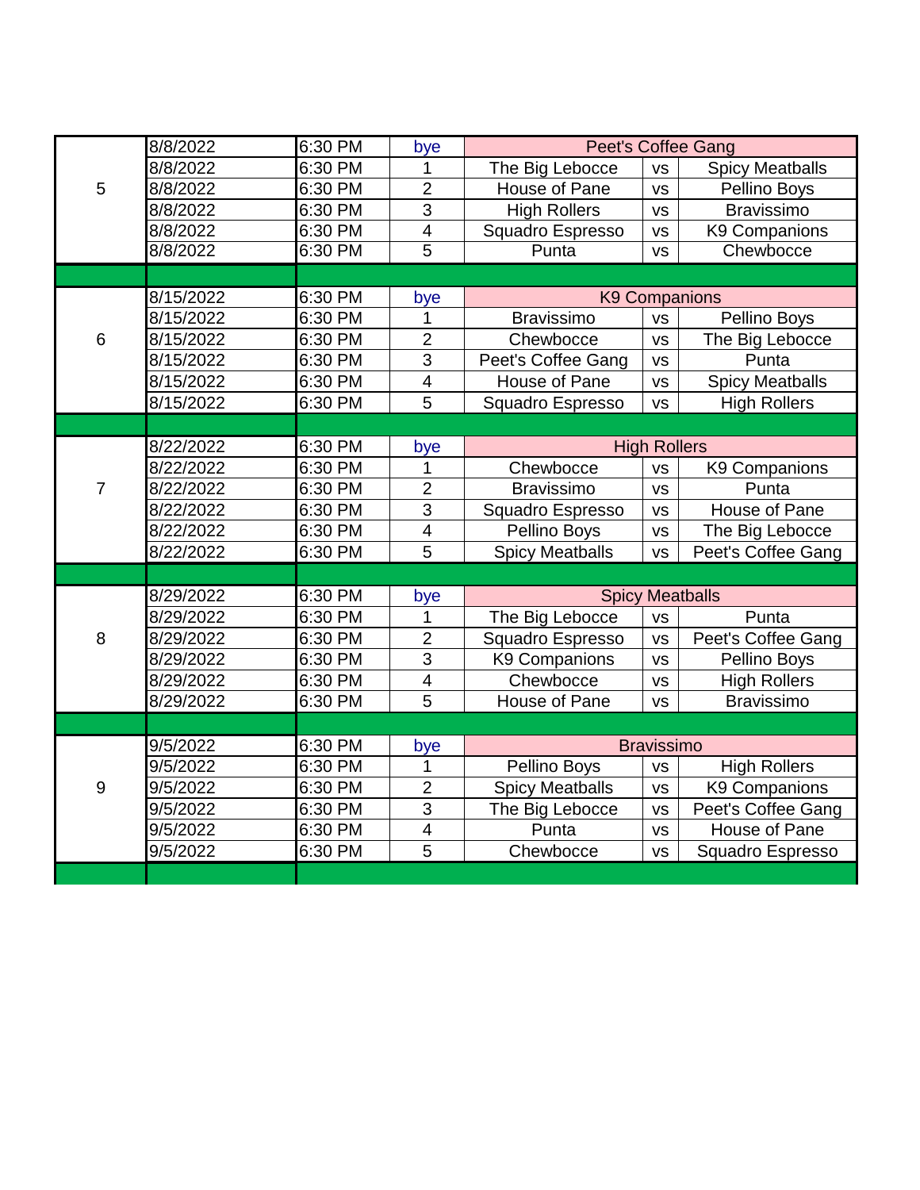| Week | Date | Time | Court | Team | | Team |
|---|---|---|---|---|---|---|
| 5 | 8/8/2022 | 6:30 PM | bye | Peet's Coffee Gang | | |
| | 8/8/2022 | 6:30 PM | 1 | The Big Lebocce | vs | Spicy Meatballs |
| | 8/8/2022 | 6:30 PM | 2 | House of Pane | vs | Pellino Boys |
| | 8/8/2022 | 6:30 PM | 3 | High Rollers | vs | Bravissimo |
| | 8/8/2022 | 6:30 PM | 4 | Squadro Espresso | vs | K9 Companions |
| | 8/8/2022 | 6:30 PM | 5 | Punta | vs | Chewbocce |
| | | | | | | |
| 6 | 8/15/2022 | 6:30 PM | bye | K9 Companions | | |
| | 8/15/2022 | 6:30 PM | 1 | Bravissimo | vs | Pellino Boys |
| | 8/15/2022 | 6:30 PM | 2 | Chewbocce | vs | The Big Lebocce |
| | 8/15/2022 | 6:30 PM | 3 | Peet's Coffee Gang | vs | Punta |
| | 8/15/2022 | 6:30 PM | 4 | House of Pane | vs | Spicy Meatballs |
| | 8/15/2022 | 6:30 PM | 5 | Squadro Espresso | vs | High Rollers |
| | | | | | | |
| 7 | 8/22/2022 | 6:30 PM | bye | High Rollers | | |
| | 8/22/2022 | 6:30 PM | 1 | Chewbocce | vs | K9 Companions |
| | 8/22/2022 | 6:30 PM | 2 | Bravissimo | vs | Punta |
| | 8/22/2022 | 6:30 PM | 3 | Squadro Espresso | vs | House of Pane |
| | 8/22/2022 | 6:30 PM | 4 | Pellino Boys | vs | The Big Lebocce |
| | 8/22/2022 | 6:30 PM | 5 | Spicy Meatballs | vs | Peet's Coffee Gang |
| | | | | | | |
| 8 | 8/29/2022 | 6:30 PM | bye | Spicy Meatballs | | |
| | 8/29/2022 | 6:30 PM | 1 | The Big Lebocce | vs | Punta |
| | 8/29/2022 | 6:30 PM | 2 | Squadro Espresso | vs | Peet's Coffee Gang |
| | 8/29/2022 | 6:30 PM | 3 | K9 Companions | vs | Pellino Boys |
| | 8/29/2022 | 6:30 PM | 4 | Chewbocce | vs | High Rollers |
| | 8/29/2022 | 6:30 PM | 5 | House of Pane | vs | Bravissimo |
| | | | | | | |
| 9 | 9/5/2022 | 6:30 PM | bye | Bravissimo | | |
| | 9/5/2022 | 6:30 PM | 1 | Pellino Boys | vs | High Rollers |
| | 9/5/2022 | 6:30 PM | 2 | Spicy Meatballs | vs | K9 Companions |
| | 9/5/2022 | 6:30 PM | 3 | The Big Lebocce | vs | Peet's Coffee Gang |
| | 9/5/2022 | 6:30 PM | 4 | Punta | vs | House of Pane |
| | 9/5/2022 | 6:30 PM | 5 | Chewbocce | vs | Squadro Espresso |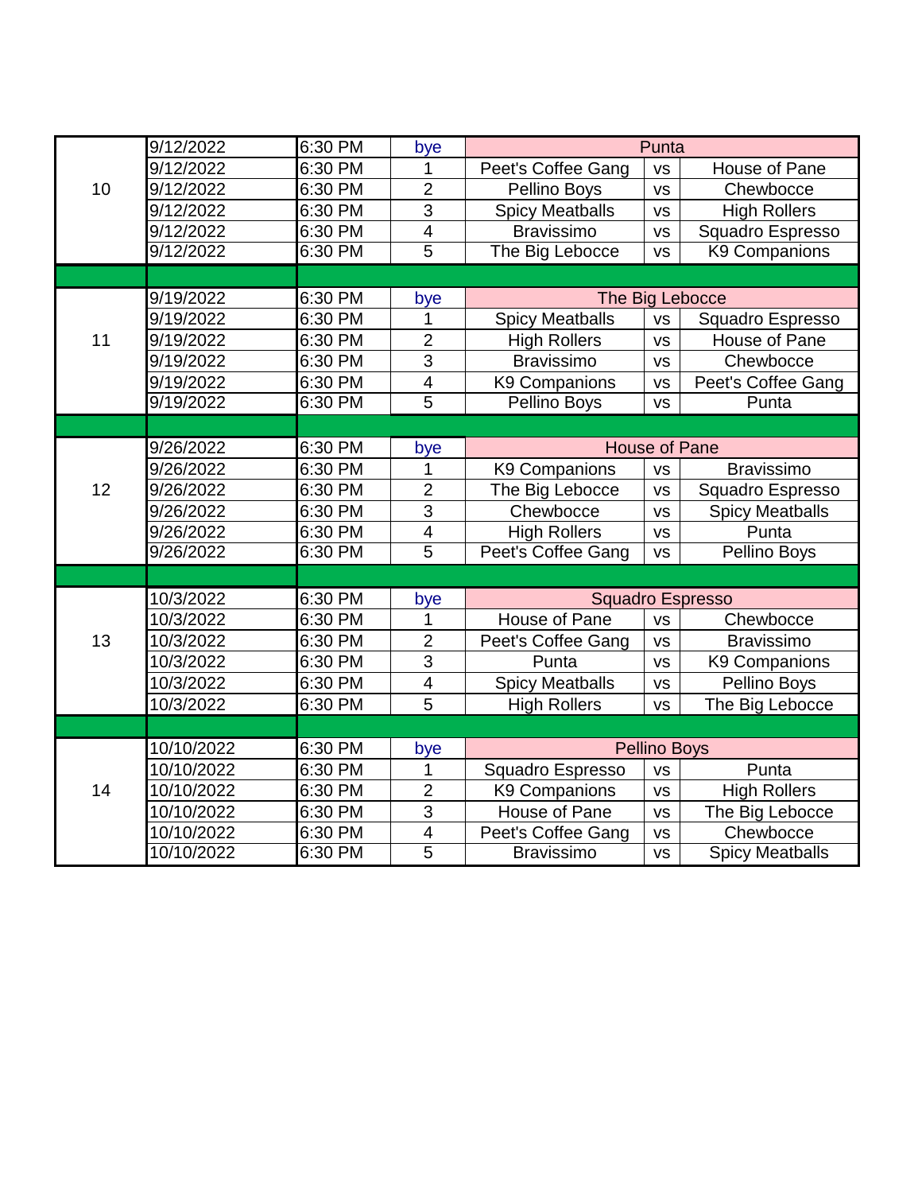| | | | | | | |
|---|---|---|---|---|---|---|
| 10 | 9/12/2022 | 6:30 PM | bye | Punta | | |
| | 9/12/2022 | 6:30 PM | 1 | Peet's Coffee Gang | vs | House of Pane |
| | 9/12/2022 | 6:30 PM | 2 | Pellino Boys | vs | Chewbocce |
| | 9/12/2022 | 6:30 PM | 3 | Spicy Meatballs | vs | High Rollers |
| | 9/12/2022 | 6:30 PM | 4 | Bravissimo | vs | Squadro Espresso |
| | 9/12/2022 | 6:30 PM | 5 | The Big Lebocce | vs | K9 Companions |
| | | | | | | |
| 11 | 9/19/2022 | 6:30 PM | bye | The Big Lebocce | | |
| | 9/19/2022 | 6:30 PM | 1 | Spicy Meatballs | vs | Squadro Espresso |
| | 9/19/2022 | 6:30 PM | 2 | High Rollers | vs | House of Pane |
| | 9/19/2022 | 6:30 PM | 3 | Bravissimo | vs | Chewbocce |
| | 9/19/2022 | 6:30 PM | 4 | K9 Companions | vs | Peet's Coffee Gang |
| | 9/19/2022 | 6:30 PM | 5 | Pellino Boys | vs | Punta |
| | | | | | | |
| 12 | 9/26/2022 | 6:30 PM | bye | House of Pane | | |
| | 9/26/2022 | 6:30 PM | 1 | K9 Companions | vs | Bravissimo |
| | 9/26/2022 | 6:30 PM | 2 | The Big Lebocce | vs | Squadro Espresso |
| | 9/26/2022 | 6:30 PM | 3 | Chewbocce | vs | Spicy Meatballs |
| | 9/26/2022 | 6:30 PM | 4 | High Rollers | vs | Punta |
| | 9/26/2022 | 6:30 PM | 5 | Peet's Coffee Gang | vs | Pellino Boys |
| | | | | | | |
| 13 | 10/3/2022 | 6:30 PM | bye | Squadro Espresso | | |
| | 10/3/2022 | 6:30 PM | 1 | House of Pane | vs | Chewbocce |
| | 10/3/2022 | 6:30 PM | 2 | Peet's Coffee Gang | vs | Bravissimo |
| | 10/3/2022 | 6:30 PM | 3 | Punta | vs | K9 Companions |
| | 10/3/2022 | 6:30 PM | 4 | Spicy Meatballs | vs | Pellino Boys |
| | 10/3/2022 | 6:30 PM | 5 | High Rollers | vs | The Big Lebocce |
| | | | | | | |
| 14 | 10/10/2022 | 6:30 PM | bye | Pellino Boys | | |
| | 10/10/2022 | 6:30 PM | 1 | Squadro Espresso | vs | Punta |
| | 10/10/2022 | 6:30 PM | 2 | K9 Companions | vs | High Rollers |
| | 10/10/2022 | 6:30 PM | 3 | House of Pane | vs | The Big Lebocce |
| | 10/10/2022 | 6:30 PM | 4 | Peet's Coffee Gang | vs | Chewbocce |
| | 10/10/2022 | 6:30 PM | 5 | Bravissimo | vs | Spicy Meatballs |